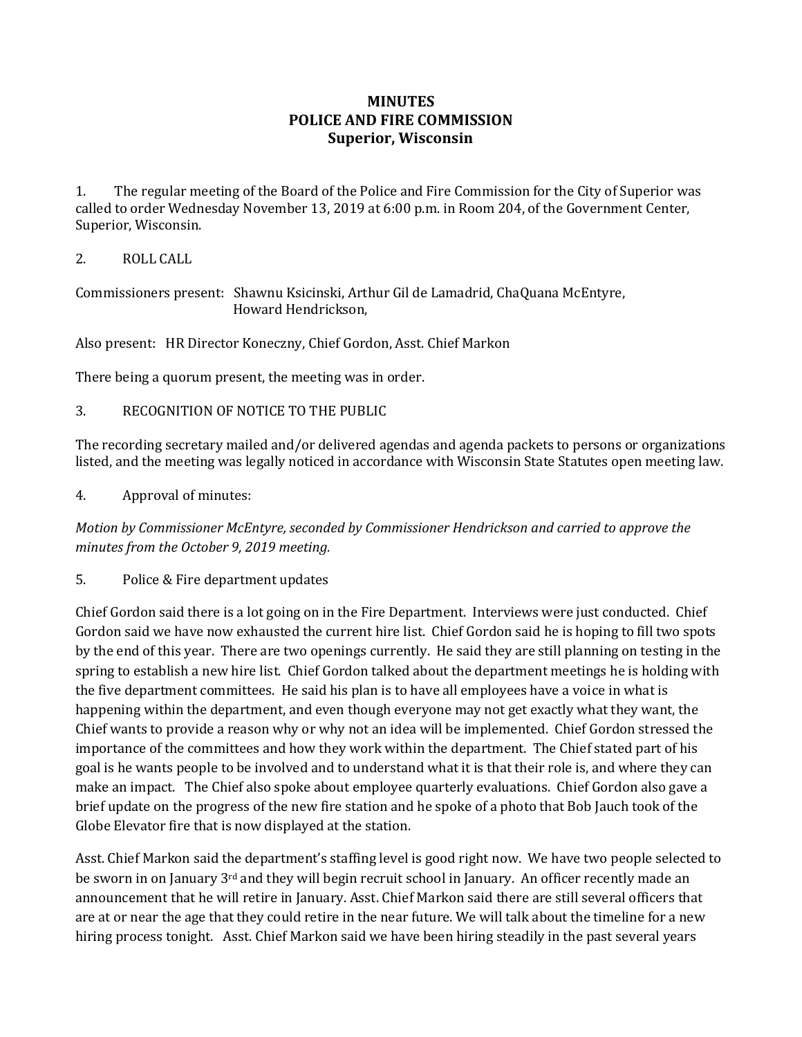# MINUTES
# POLICE AND FIRE COMMISSION
## Superior, Wisconsin

1. The regular meeting of the Board of the Police and Fire Commission for the City of Superior was called to order Wednesday November 13, 2019 at 6:00 p.m. in Room 204, of the Government Center, Superior, Wisconsin.

2. ROLL CALL

Commissioners present: Shawnu Ksicinski, Arthur Gil de Lamadrid, ChaQuana McEntyre, Howard Hendrickson,

Also present: HR Director Koneczny, Chief Gordon, Asst. Chief Markon

There being a quorum present, the meeting was in order.

3. RECOGNITION OF NOTICE TO THE PUBLIC

The recording secretary mailed and/or delivered agendas and agenda packets to persons or organizations listed, and the meeting was legally noticed in accordance with Wisconsin State Statutes open meeting law.

4. Approval of minutes:

*Motion by Commissioner McEntyre, seconded by Commissioner Hendrickson and carried to approve the minutes from the October 9, 2019 meeting.*

5. Police & Fire department updates

Chief Gordon said there is a lot going on in the Fire Department. Interviews were just conducted. Chief Gordon said we have now exhausted the current hire list. Chief Gordon said he is hoping to fill two spots by the end of this year. There are two openings currently. He said they are still planning on testing in the spring to establish a new hire list. Chief Gordon talked about the department meetings he is holding with the five department committees. He said his plan is to have all employees have a voice in what is happening within the department, and even though everyone may not get exactly what they want, the Chief wants to provide a reason why or why not an idea will be implemented. Chief Gordon stressed the importance of the committees and how they work within the department. The Chief stated part of his goal is he wants people to be involved and to understand what it is that their role is, and where they can make an impact. The Chief also spoke about employee quarterly evaluations. Chief Gordon also gave a brief update on the progress of the new fire station and he spoke of a photo that Bob Jauch took of the Globe Elevator fire that is now displayed at the station.

Asst. Chief Markon said the department's staffing level is good right now. We have two people selected to be sworn in on January 3rd and they will begin recruit school in January. An officer recently made an announcement that he will retire in January. Asst. Chief Markon said there are still several officers that are at or near the age that they could retire in the near future. We will talk about the timeline for a new hiring process tonight. Asst. Chief Markon said we have been hiring steadily in the past several years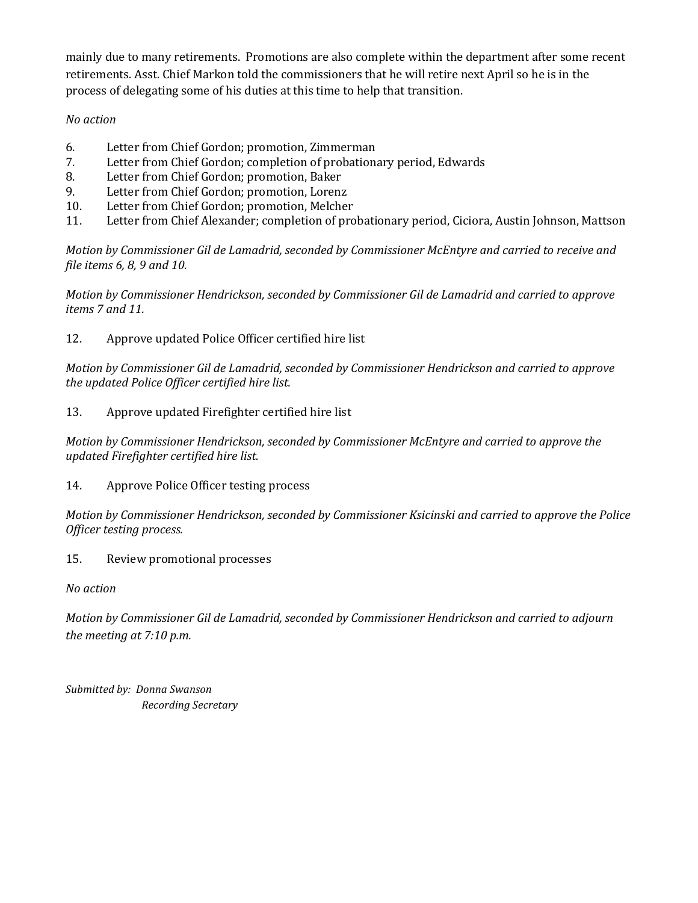mainly due to many retirements. Promotions are also complete within the department after some recent retirements. Asst. Chief Markon told the commissioners that he will retire next April so he is in the process of delegating some of his duties at this time to help that transition.

*No action*

6. Letter from Chief Gordon; promotion, Zimmerman
7. Letter from Chief Gordon; completion of probationary period, Edwards
8. Letter from Chief Gordon; promotion, Baker
9. Letter from Chief Gordon; promotion, Lorenz
10. Letter from Chief Gordon; promotion, Melcher
11. Letter from Chief Alexander; completion of probationary period, Ciciora, Austin Johnson, Mattson

*Motion by Commissioner Gil de Lamadrid, seconded by Commissioner McEntyre and carried to receive and file items 6, 8, 9 and 10.*

*Motion by Commissioner Hendrickson, seconded by Commissioner Gil de Lamadrid and carried to approve items 7 and 11.*

12. Approve updated Police Officer certified hire list

*Motion by Commissioner Gil de Lamadrid, seconded by Commissioner Hendrickson and carried to approve the updated Police Officer certified hire list.*

13. Approve updated Firefighter certified hire list

*Motion by Commissioner Hendrickson, seconded by Commissioner McEntyre and carried to approve the updated Firefighter certified hire list.*

14. Approve Police Officer testing process

*Motion by Commissioner Hendrickson, seconded by Commissioner Ksicinski and carried to approve the Police Officer testing process.*

15. Review promotional processes

*No action*

*Motion by Commissioner Gil de Lamadrid, seconded by Commissioner Hendrickson and carried to adjourn the meeting at 7:10 p.m.*

*Submitted by: Donna Swanson*
*Recording Secretary*